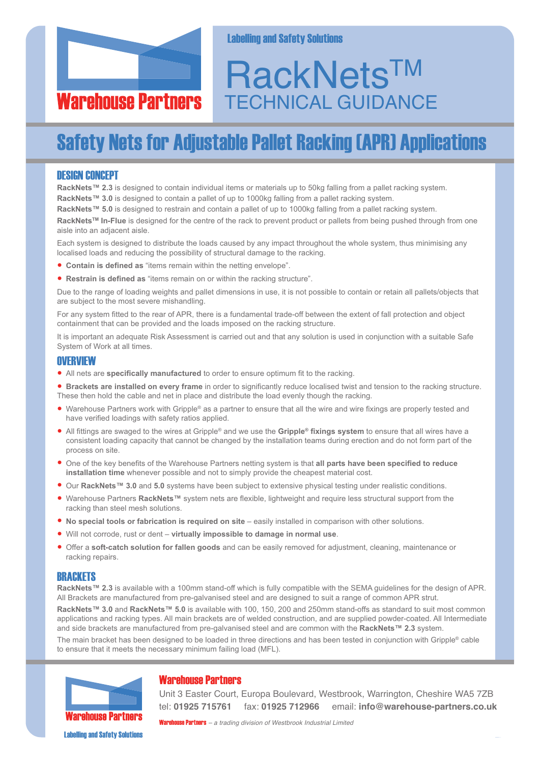Warehouse Partners

Labelling and Safety Solutions

# RackNets™ TECHNICAL GUIDANCE

## Safety Nets for Adjustable Pallet Racking (APR) Applications

### DESIGN CONCEPT

**RackNets™ 2.3** is designed to contain individual items or materials up to 50kg falling from a pallet racking system.

**RackNets™ 3.0** is designed to contain a pallet of up to 1000kg falling from a pallet racking system.

**RackNets™ 5.0** is designed to restrain and contain a pallet of up to 1000kg falling from a pallet racking system.

**RackNets™ In-Flue** is designed for the centre of the rack to prevent product or pallets from being pushed through from one aisle into an adjacent aisle.

Each system is designed to distribute the loads caused by any impact throughout the whole system, thus minimising any localised loads and reducing the possibility of structural damage to the racking.

- **Contain is defined as** "items remain within the netting envelope".
- **Restrain is defined as** "items remain on or within the racking structure".

Due to the range of loading weights and pallet dimensions in use, it is not possible to contain or retain all pallets/objects that are subject to the most severe mishandling.

For any system fitted to the rear of APR, there is a fundamental trade-off between the extent of fall protection and object containment that can be provided and the loads imposed on the racking structure.

It is important an adequate Risk Assessment is carried out and that any solution is used in conjunction with a suitable Safe System of Work at all times.

### OVERVIEW

- All nets are **specifically manufactured** to order to ensure optimum fit to the racking.
- **Brackets are installed on every frame** in order to significantly reduce localised twist and tension to the racking structure. These then hold the cable and net in place and distribute the load evenly though the racking.
- Warehouse Partners work with Gripple® as a partner to ensure that all the wire and wire fixings are properly tested and have verified loadings with safety ratios applied.
- All fittings are swaged to the wires at Gripple® and we use the **Gripple® fixings system** to ensure that all wires have a consistent loading capacity that cannot be changed by the installation teams during erection and do not form part of the process on site.
- One of the key benefits of the Warehouse Partners netting system is that **all parts have been specified to reduce installation time** whenever possible and not to simply provide the cheapest material cost.
- Our **RackNets™ 3.0** and **5.0** systems have been subject to extensive physical testing under realistic conditions.
- Warehouse Partners **RackNets™** system nets are flexible, lightweight and require less structural support from the racking than steel mesh solutions.
- **No special tools or fabrication is required on site** – easily installed in comparison with other solutions.
- Will not corrode, rust or dent – **virtually impossible to damage in normal use**.
- Offer a **soft-catch solution for fallen goods** and can be easily removed for adjustment, cleaning, maintenance or racking repairs.

### BRACKETS

**RackNets™ 2.3** is available with a 100mm stand-off which is fully compatible with the SEMA guidelines for the design of APR. All Brackets are manufactured from pre-galvanised steel and are designed to suit a range of common APR strut.

**RackNets™ 3.0** and **RackNets™ 5.0** is available with 100, 150, 200 and 250mm stand-offs as standard to suit most common applications and racking types. All main brackets are of welded construction, and are supplied powder-coated. All Intermediate and side brackets are manufactured from pre-galvanised steel and are common with the **RackNets™ 2.3** system.

The main bracket has been designed to be loaded in three directions and has been tested in conjunction with Gripple® cable to ensure that it meets the necessary minimum failing load (MFL).

---

Warehouse Partners

Labelling and Safety Solutions

**Warehouse Partners**

Unit 3 Easter Court, Europa Boulevard, Westbrook, Warrington, Cheshire WA5 7ZB

tel: **01925 715761** fax: **01925 712966** email: **info@warehouse-partners.co.uk**

Warehouse Partners *– a trading division of Westbrook Industrial Limited*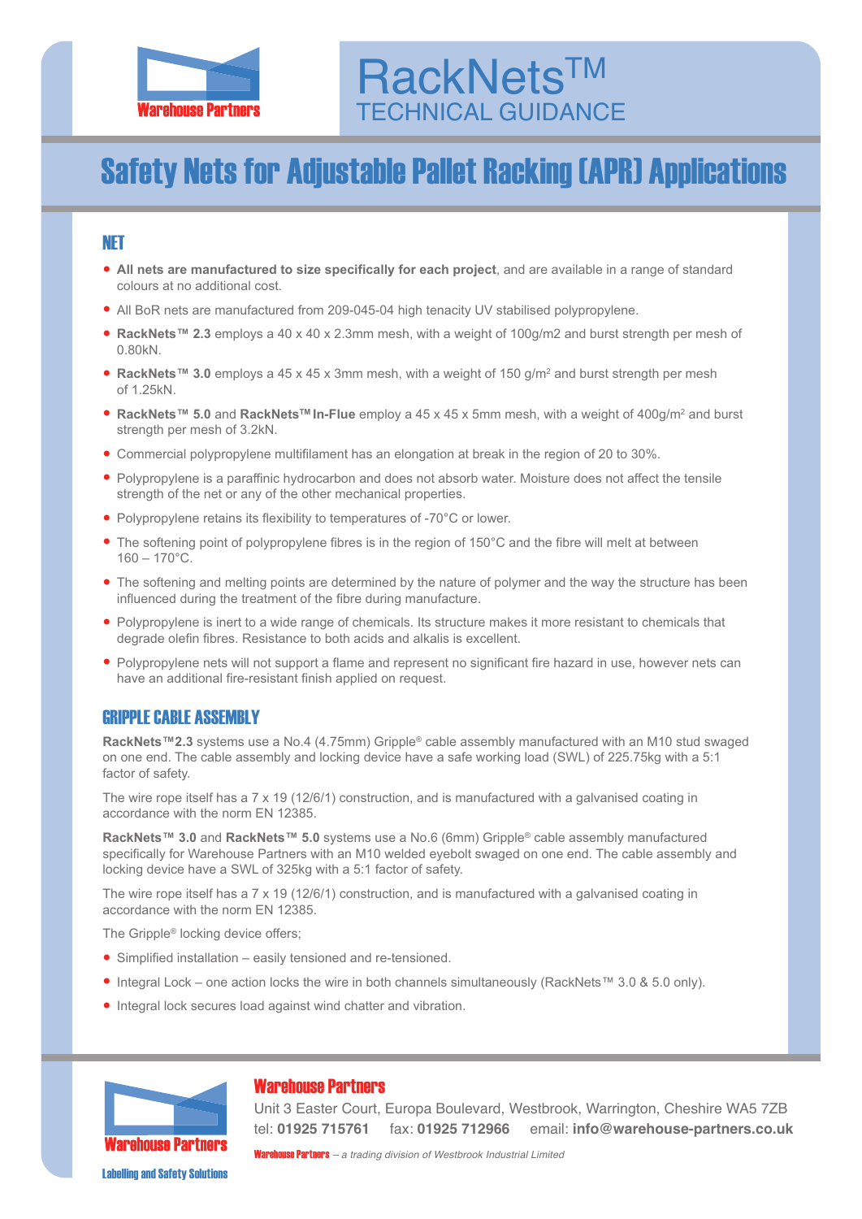Warehouse Partners

# RackNets™
TECHNICAL GUIDANCE

# Safety Nets for Adjustable Pallet Racking (APR) Applications

## NET

- **All nets are manufactured to size specifically for each project**, and are available in a range of standard colours at no additional cost.
- All BoR nets are manufactured from 209-045-04 high tenacity UV stabilised polypropylene.
- **RackNets™ 2.3** employs a 40 x 40 x 2.3mm mesh, with a weight of 100g/m2 and burst strength per mesh of 0.80kN.
- **RackNets™ 3.0** employs a 45 x 45 x 3mm mesh, with a weight of 150 g/m$^2$ and burst strength per mesh of 1.25kN.
- **RackNets™ 5.0** and **RackNets™ In-Flue** employ a 45 x 45 x 5mm mesh, with a weight of 400g/m$^2$ and burst strength per mesh of 3.2kN.
- Commercial polypropylene multifilament has an elongation at break in the region of 20 to 30%.
- Polypropylene is a paraffinic hydrocarbon and does not absorb water. Moisture does not affect the tensile strength of the net or any of the other mechanical properties.
- Polypropylene retains its flexibility to temperatures of -70°C or lower.
- The softening point of polypropylene fibres is in the region of 150°C and the fibre will melt at between 160 – 170°C.
- The softening and melting points are determined by the nature of polymer and the way the structure has been influenced during the treatment of the fibre during manufacture.
- Polypropylene is inert to a wide range of chemicals. Its structure makes it more resistant to chemicals that degrade olefin fibres. Resistance to both acids and alkalis is excellent.
- Polypropylene nets will not support a flame and represent no significant fire hazard in use, however nets can have an additional fire-resistant finish applied on request.

## GRIPPLE CABLE ASSEMBLY

**RackNets™2.3** systems use a No.4 (4.75mm) Gripple® cable assembly manufactured with an M10 stud swaged on one end. The cable assembly and locking device have a safe working load (SWL) of 225.75kg with a 5:1 factor of safety.

The wire rope itself has a 7 x 19 (12/6/1) construction, and is manufactured with a galvanised coating in accordance with the norm EN 12385.

**RackNets™ 3.0** and **RackNets™ 5.0** systems use a No.6 (6mm) Gripple® cable assembly manufactured specifically for Warehouse Partners with an M10 welded eyebolt swaged on one end. The cable assembly and locking device have a SWL of 325kg with a 5:1 factor of safety.

The wire rope itself has a 7 x 19 (12/6/1) construction, and is manufactured with a galvanised coating in accordance with the norm EN 12385.

The Gripple® locking device offers;

- Simplified installation – easily tensioned and re-tensioned.
- Integral Lock – one action locks the wire in both channels simultaneously (RackNets™ 3.0 & 5.0 only).
- Integral lock secures load against wind chatter and vibration.

Warehouse Partners
Labelling and Safety Solutions

**Warehouse Partners**
Unit 3 Easter Court, Europa Boulevard, Westbrook, Warrington, Cheshire WA5 7ZB
tel: **01925 715761** fax: **01925 712966** email: **info@warehouse-partners.co.uk**

Warehouse Partners *– a trading division of Westbrook Industrial Limited*